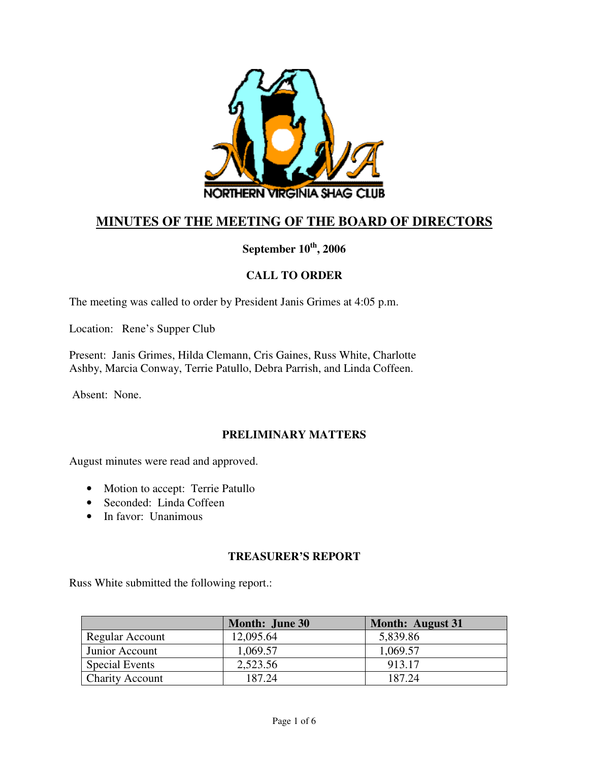# MINUTES OF THE MEETING OF THE BOARD OF DIRECTORS

**September 10th, 2006**

## CALL TO ORDER

The meeting was called to order by President Janis Grimes at 4:05 p.m.

Location: Rene's Supper Club

Present: Janis Grimes, Hilda Clemann, Cris Gaines, Russ White, Charlotte Ashby, Marcia Conway, Terrie Patullo, Debra Parrish, and Linda Coffeen.

Absent: None.

## PRELIMINARY MATTERS

August minutes were read and approved.

- Motion to accept: Terrie Patullo
- Seconded: Linda Coffeen
- In favor: Unanimous

## TREASURER'S REPORT

Russ White submitted the following report.:

| | Month: June 30 | Month: August 31 |
|---|---|---|
| Regular Account | 12,095.64 | 5,839.86 |
| Junior Account | 1,069.57 | 1,069.57 |
| Special Events | 2,523.56 | 913.17 |
| Charity Account | 187.24 | 187.24 |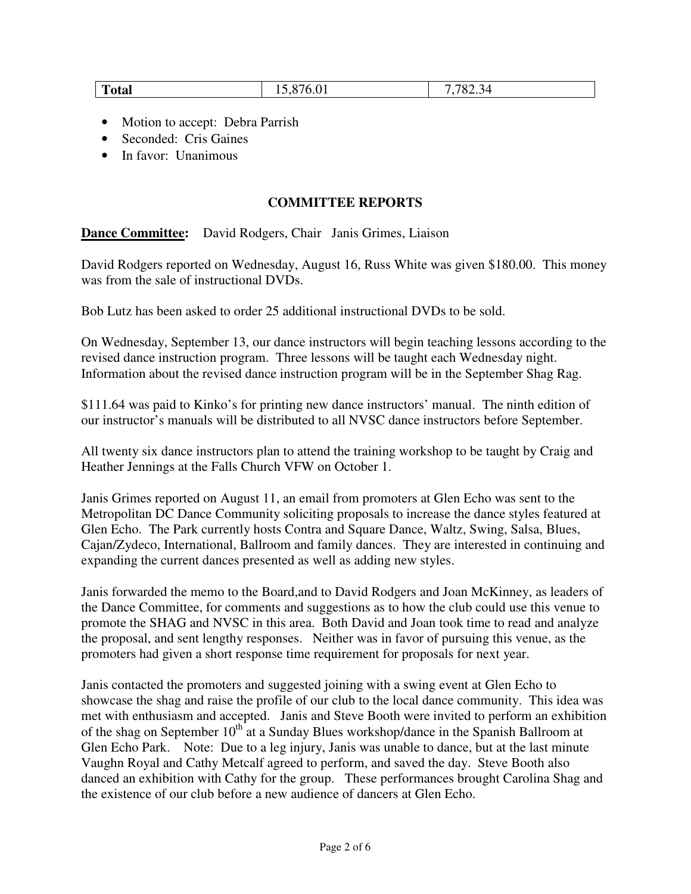| **Total** | 15,876.01 | 7,782.34 |
|---|---|---|

- Motion to accept: Debra Parrish
- Seconded: Cris Gaines
- In favor: Unanimous

## COMMITTEE REPORTS

**Dance Committee:** David Rodgers, Chair Janis Grimes, Liaison

David Rodgers reported on Wednesday, August 16, Russ White was given $180.00. This money was from the sale of instructional DVDs.

Bob Lutz has been asked to order 25 additional instructional DVDs to be sold.

On Wednesday, September 13, our dance instructors will begin teaching lessons according to the revised dance instruction program. Three lessons will be taught each Wednesday night. Information about the revised dance instruction program will be in the September Shag Rag.

$111.64 was paid to Kinko's for printing new dance instructors' manual. The ninth edition of our instructor's manuals will be distributed to all NVSC dance instructors before September.

All twenty six dance instructors plan to attend the training workshop to be taught by Craig and Heather Jennings at the Falls Church VFW on October 1.

Janis Grimes reported on August 11, an email from promoters at Glen Echo was sent to the Metropolitan DC Dance Community soliciting proposals to increase the dance styles featured at Glen Echo. The Park currently hosts Contra and Square Dance, Waltz, Swing, Salsa, Blues, Cajan/Zydeco, International, Ballroom and family dances. They are interested in continuing and expanding the current dances presented as well as adding new styles.

Janis forwarded the memo to the Board,and to David Rodgers and Joan McKinney, as leaders of the Dance Committee, for comments and suggestions as to how the club could use this venue to promote the SHAG and NVSC in this area. Both David and Joan took time to read and analyze the proposal, and sent lengthy responses. Neither was in favor of pursuing this venue, as the promoters had given a short response time requirement for proposals for next year.

Janis contacted the promoters and suggested joining with a swing event at Glen Echo to showcase the shag and raise the profile of our club to the local dance community. This idea was met with enthusiasm and accepted. Janis and Steve Booth were invited to perform an exhibition of the shag on September 10th at a Sunday Blues workshop/dance in the Spanish Ballroom at Glen Echo Park. Note: Due to a leg injury, Janis was unable to dance, but at the last minute Vaughn Royal and Cathy Metcalf agreed to perform, and saved the day. Steve Booth also danced an exhibition with Cathy for the group. These performances brought Carolina Shag and the existence of our club before a new audience of dancers at Glen Echo.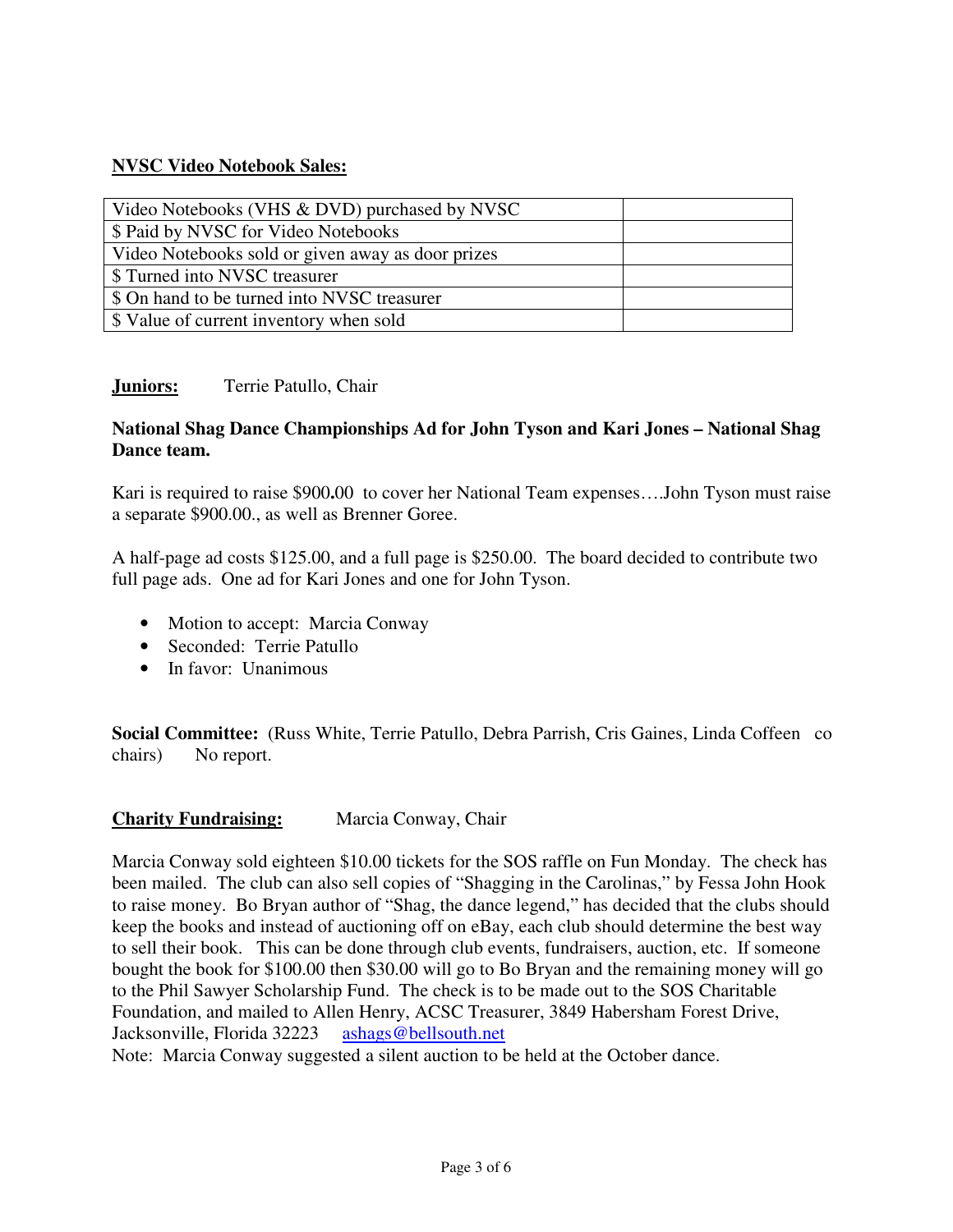**<u>NVSC Video Notebook Sales:</u>**

| | |
|---|---|
| Video Notebooks (VHS & DVD) purchased by NVSC | |
| $ Paid by NVSC for Video Notebooks | |
| Video Notebooks sold or given away as door prizes | |
| $ Turned into NVSC treasurer | |
| $ On hand to be turned into NVSC treasurer | |
| $ Value of current inventory when sold | |

**<u>Juniors:</u>** Terrie Patullo, Chair

**National Shag Dance Championships Ad for John Tyson and Kari Jones – National Shag Dance team.**

Kari is required to raise $900.00 to cover her National Team expenses….John Tyson must raise a separate $900.00., as well as Brenner Goree.

A half-page ad costs $125.00, and a full page is $250.00. The board decided to contribute two full page ads. One ad for Kari Jones and one for John Tyson.

- Motion to accept: Marcia Conway
- Seconded: Terrie Patullo
- In favor: Unanimous

**Social Committee:** (Russ White, Terrie Patullo, Debra Parrish, Cris Gaines, Linda Coffeen co chairs) No report.

**<u>Charity Fundraising:</u>** Marcia Conway, Chair

Marcia Conway sold eighteen $10.00 tickets for the SOS raffle on Fun Monday. The check has been mailed. The club can also sell copies of "Shagging in the Carolinas," by Fessa John Hook to raise money. Bo Bryan author of "Shag, the dance legend," has decided that the clubs should keep the books and instead of auctioning off on eBay, each club should determine the best way to sell their book. This can be done through club events, fundraisers, auction, etc. If someone bought the book for $100.00 then $30.00 will go to Bo Bryan and the remaining money will go to the Phil Sawyer Scholarship Fund. The check is to be made out to the SOS Charitable Foundation, and mailed to Allen Henry, ACSC Treasurer, 3849 Habersham Forest Drive, Jacksonville, Florida 32223 ashags@bellsouth.net

Note: Marcia Conway suggested a silent auction to be held at the October dance.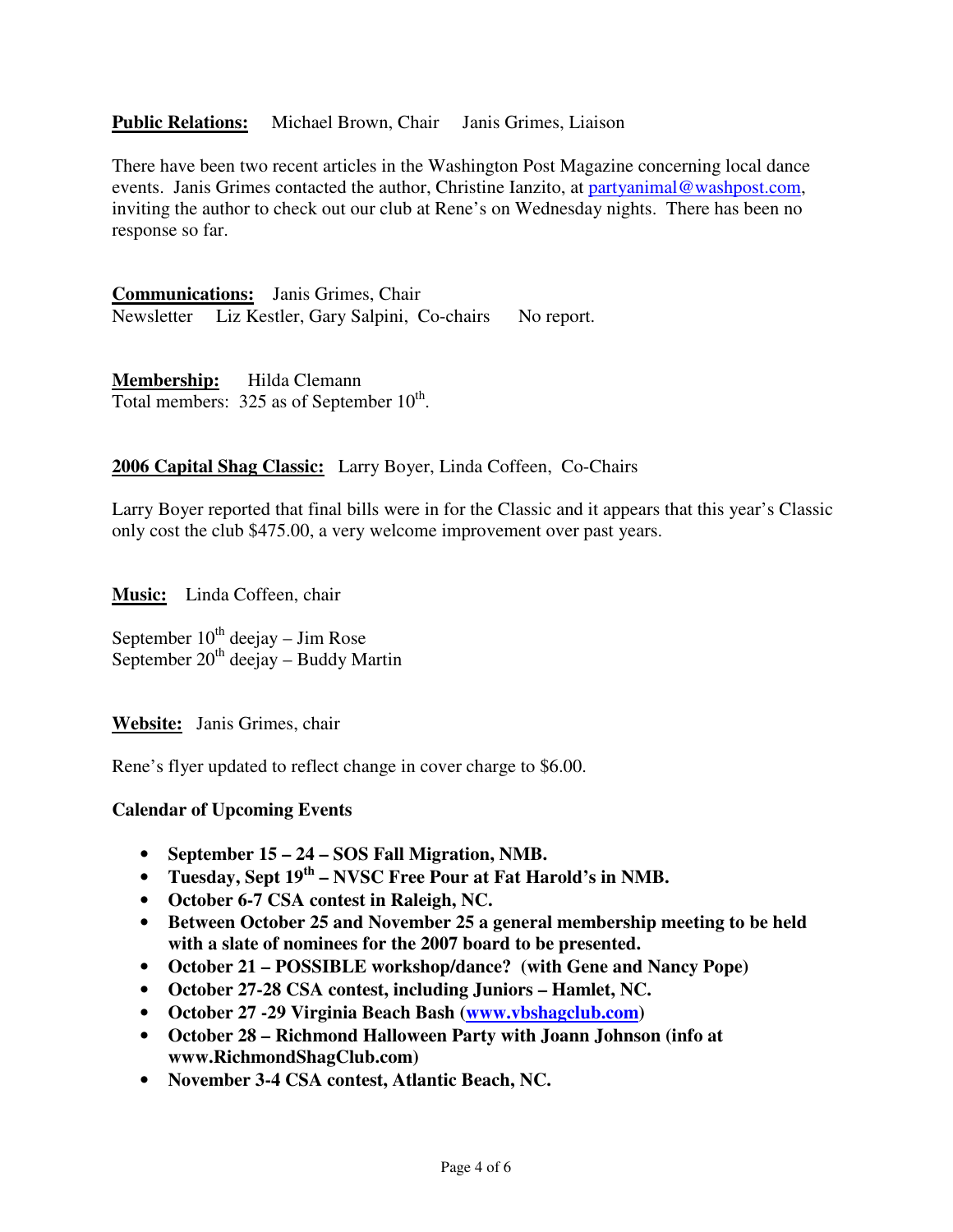**Public Relations:** Michael Brown, Chair   Janis Grimes, Liaison

There have been two recent articles in the Washington Post Magazine concerning local dance events. Janis Grimes contacted the author, Christine Ianzito, at partyanimal@washpost.com, inviting the author to check out our club at Rene's on Wednesday nights. There has been no response so far.

**Communications:** Janis Grimes, Chair
Newsletter   Liz Kestler, Gary Salpini, Co-chairs   No report.

**Membership:** Hilda Clemann
Total members: 325 as of September 10th.

**2006 Capital Shag Classic:** Larry Boyer, Linda Coffeen, Co-Chairs

Larry Boyer reported that final bills were in for the Classic and it appears that this year's Classic only cost the club $475.00, a very welcome improvement over past years.

**Music:** Linda Coffeen, chair

September 10th deejay – Jim Rose
September 20th deejay – Buddy Martin

**Website:** Janis Grimes, chair

Rene's flyer updated to reflect change in cover charge to $6.00.

**Calendar of Upcoming Events**

- **September 15 – 24 – SOS Fall Migration, NMB.**
- **Tuesday, Sept 19th – NVSC Free Pour at Fat Harold's in NMB.**
- **October 6-7 CSA contest in Raleigh, NC.**
- **Between October 25 and November 25 a general membership meeting to be held with a slate of nominees for the 2007 board to be presented.**
- **October 21 – POSSIBLE workshop/dance? (with Gene and Nancy Pope)**
- **October 27-28 CSA contest, including Juniors – Hamlet, NC.**
- **October 27 -29 Virginia Beach Bash (www.vbshagclub.com)**
- **October 28 – Richmond Halloween Party with Joann Johnson (info at www.RichmondShagClub.com)**
- **November 3-4 CSA contest, Atlantic Beach, NC.**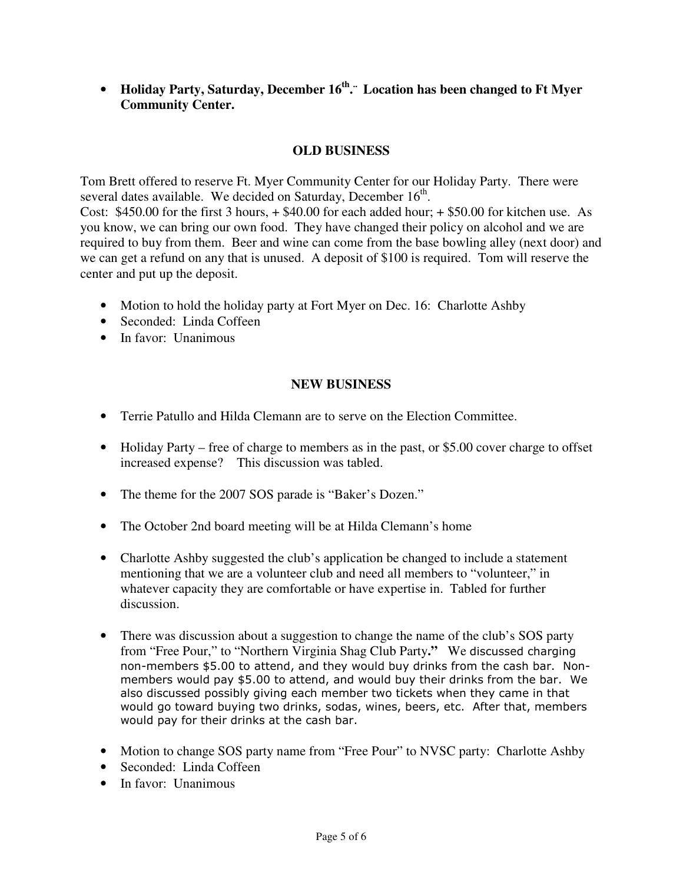- **Holiday Party, Saturday, December 16th.¨ Location has been changed to Ft Myer Community Center.**

## OLD BUSINESS

Tom Brett offered to reserve Ft. Myer Community Center for our Holiday Party. There were several dates available. We decided on Saturday, December 16th.
Cost: $450.00 for the first 3 hours, + $40.00 for each added hour; + $50.00 for kitchen use. As you know, we can bring our own food. They have changed their policy on alcohol and we are required to buy from them. Beer and wine can come from the base bowling alley (next door) and we can get a refund on any that is unused. A deposit of $100 is required. Tom will reserve the center and put up the deposit.

- Motion to hold the holiday party at Fort Myer on Dec. 16: Charlotte Ashby
- Seconded: Linda Coffeen
- In favor: Unanimous

## NEW BUSINESS

- Terrie Patullo and Hilda Clemann are to serve on the Election Committee.

- Holiday Party – free of charge to members as in the past, or $5.00 cover charge to offset increased expense? This discussion was tabled.

- The theme for the 2007 SOS parade is "Baker's Dozen."

- The October 2nd board meeting will be at Hilda Clemann's home

- Charlotte Ashby suggested the club's application be changed to include a statement mentioning that we are a volunteer club and need all members to "volunteer," in whatever capacity they are comfortable or have expertise in. Tabled for further discussion.

- There was discussion about a suggestion to change the name of the club's SOS party from "Free Pour," to "Northern Virginia Shag Club Party**."** We discussed charging non-members $5.00 to attend, and they would buy drinks from the cash bar. Non-members would pay $5.00 to attend, and would buy their drinks from the bar. We also discussed possibly giving each member two tickets when they came in that would go toward buying two drinks, sodas, wines, beers, etc. After that, members would pay for their drinks at the cash bar.

- Motion to change SOS party name from "Free Pour" to NVSC party: Charlotte Ashby
- Seconded: Linda Coffeen
- In favor: Unanimous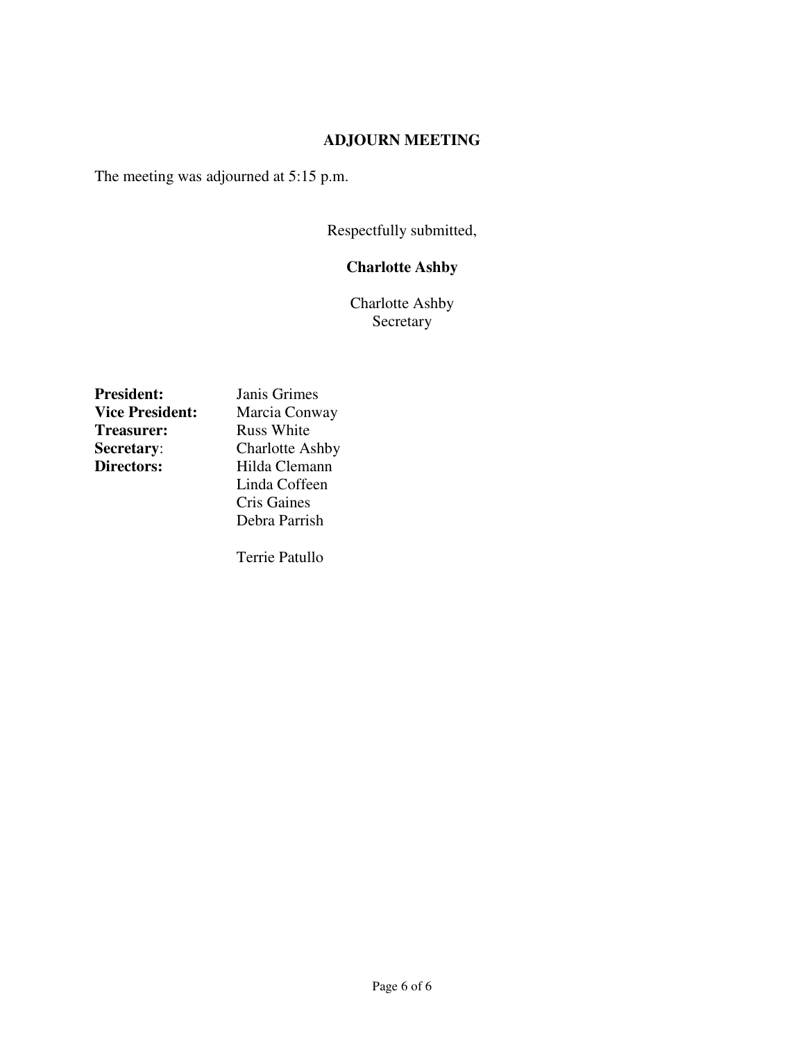## ADJOURN MEETING

The meeting was adjourned at 5:15 p.m.

Respectfully submitted,

**Charlotte Ashby**

Charlotte Ashby
Secretary

| | |
|---|---|
| **President:** | Janis Grimes |
| **Vice President:** | Marcia Conway |
| **Treasurer:** | Russ White |
| **Secretary**: | Charlotte Ashby |
| **Directors:** | Hilda Clemann |
| | Linda Coffeen |
| | Cris Gaines |
| | Debra Parrish |
| | |
| | Terrie Patullo |